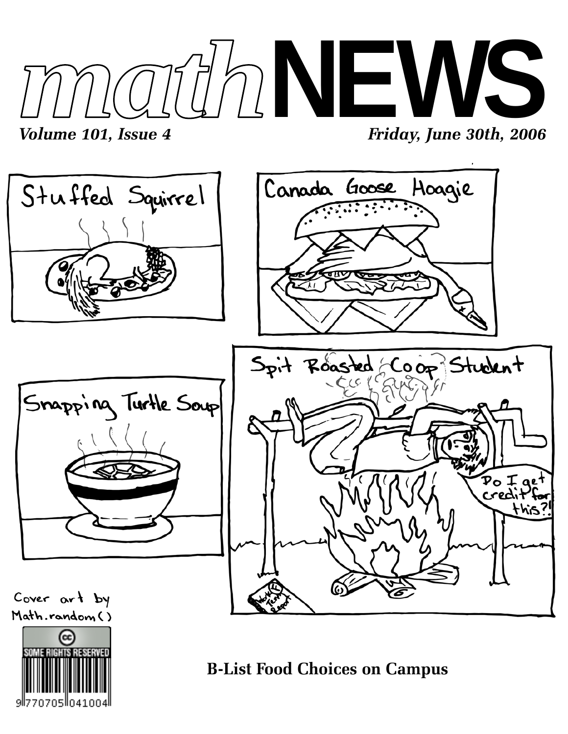# mathNEWS

*Volume 101, Issue 4* *Friday, June 30th, 2006*

Stuffed Squirrel

Canada Goose Hoagie

Snapping Turtle Soup

Spit Roasted Coop Student

Do I get credit for this?!

Cover art by Math.random()

**B-List Food Choices on Campus**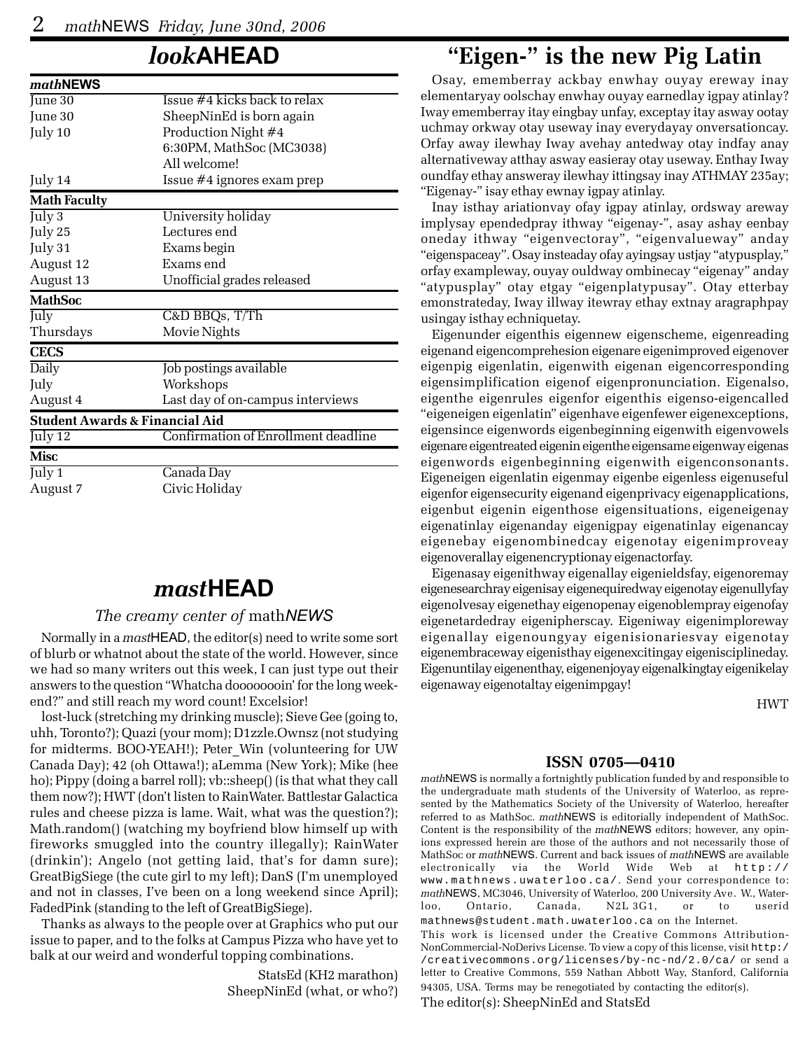## *look*AHEAD

| *math*NEWS | |
|---|---|
| June 30 | Issue #4 kicks back to relax |
| June 30 | SheepNinEd is born again |
| July 10 | Production Night #4<br>6:30PM, MathSoc (MC3038)<br>All welcome! |
| July 14 | Issue #4 ignores exam prep |
| **Math Faculty** | |
| July 3 | University holiday |
| July 25 | Lectures end |
| July 31 | Exams begin |
| August 12 | Exams end |
| August 13 | Unofficial grades released |
| **MathSoc** | |
| July | C&D BBQs, T/Th |
| Thursdays | Movie Nights |
| **CECS** | |
| Daily | Job postings available |
| July | Workshops |
| August 4 | Last day of on-campus interviews |
| **Student Awards & Financial Aid** | |
| July 12 | Confirmation of Enrollment deadline |
| **Misc** | |
| July 1 | Canada Day |
| August 7 | Civic Holiday |

## *mast*HEAD

*The creamy center of* math*NEWS*

Normally in a *mast*HEAD, the editor(s) need to write some sort of blurb or whatnot about the state of the world. However, since we had so many writers out this week, I can just type out their answers to the question "Whatcha doooooooin' for the long weekend?" and still reach my word count! Excelsior!

lost-luck (stretching my drinking muscle); Sieve Gee (going to, uhh, Toronto?); Quazi (your mom); D1zzle.Ownsz (not studying for midterms. BOO-YEAH!); Peter_Win (volunteering for UW Canada Day); 42 (oh Ottawa!); aLemma (New York); Mike (hee ho); Pippy (doing a barrel roll); vb::sheep() (is that what they call them now?); HWT (don't listen to RainWater. Battlestar Galactica rules and cheese pizza is lame. Wait, what was the question?); Math.random() (watching my boyfriend blow himself up with fireworks smuggled into the country illegally); RainWater (drinkin'); Angelo (not getting laid, that's for damn sure); GreatBigSiege (the cute girl to my left); DanS (I'm unemployed and not in classes, I've been on a long weekend since April); FadedPink (standing to the left of GreatBigSiege).

Thanks as always to the people over at Graphics who put our issue to paper, and to the folks at Campus Pizza who have yet to balk at our weird and wonderful topping combinations.

StatsEd (KH2 marathon)
SheepNinEd (what, or who?)

## "Eigen-" is the new Pig Latin

Osay, ememberray ackbay enwhay ouyay ereway inay elementaryay oolschay enwhay ouyay earnedlay igpay atinlay? Iway ememberray itay eingbay unfay, exceptay itay asway ootay uchmay orkway otay useway inay everydayay onversationcay. Orfay away ilewhay Iway avehay antedway otay indfay anay alternativeway atthay asway easieray otay useway. Enthay Iway oundfay ethay answeray ilewhay ittingsay inay ATHMAY 235ay; "Eigenay-" isay ethay ewnay igpay atinlay.

Inay isthay ariationvay ofay igpay atinlay, ordsway areway implysay ependedpray ithway "eigenay-", asay ashay eenbay oneday ithway "eigenvectoray", "eigenvalueway" anday "eigenspaceay". Osay insteaday ofay ayingsay ustjay "atypusplay," orfay exampleway, ouyay ouldway ombinecay "eigenay" anday "atypusplay" otay etgay "eigenplatypusay". Otay etterbay emonstrateday, Iway illway itewray ethay extnay aragraphpay usingay isthay echniquetay.

Eigenunder eigenthis eigennew eigenscheme, eigenreading eigenand eigencomprehesion eigenare eigenimproved eigenover eigenpig eigenlatin, eigenwith eigenan eigencorresponding eigensimplification eigenof eigenpronunciation. Eigenalso, eigenthe eigenrules eigenfor eigenthis eigenso-eigencalled "eigeneigen eigenlatin" eigenhave eigenfewer eigenexceptions, eigensince eigenwords eigenbeginning eigenwith eigenvowels eigenare eigentreated eigenin eigenthe eigensame eigenway eigenas eigenwords eigenbeginning eigenwith eigenconsonants. Eigeneigen eigenlatin eigenmay eigenbe eigenless eigenuseful eigenfor eigensecurity eigenand eigenprivacy eigenapplications, eigenbut eigenin eigenthose eigensituations, eigeneigenay eigenatinlay eigenanday eigenigpay eigenatinlay eigenancay eigenebay eigenombinedcay eigenotay eigenimproveay eigenoverallay eigenencryptionay eigenactorfay.

Eigenasay eigenithway eigenallay eigenieldsfay, eigenoremay eigenesearchray eigenisay eigenequiredway eigenotay eigenullyfay eigenolvesay eigenethay eigenopenay eigenoblempray eigenofay eigenetardedray eigenipherscay. Eigeniway eigenimploreway eigenallay eigenoungyay eigenisionariesvay eigenotay eigenembraceway eigenisthay eigenexcitingay eigenisciplineday. Eigenuntilay eigenenthay, eigenenjoyay eigenalkingtay eigenikelay eigenaway eigenotaltay eigenimpgay!

HWT

### ISSN 0705—0410

*math*NEWS is normally a fortnightly publication funded by and responsible to the undergraduate math students of the University of Waterloo, as represented by the Mathematics Society of the University of Waterloo, hereafter referred to as MathSoc. *math*NEWS is editorially independent of MathSoc. Content is the responsibility of the *math*NEWS editors; however, any opinions expressed herein are those of the authors and not necessarily those of MathSoc or *math*NEWS. Current and back issues of *math*NEWS are available electronically via the World Wide Web at http://www.mathnews.uwaterloo.ca/. Send your correspondence to: *math*NEWS, MC3046, University of Waterloo, 200 University Ave. W., Waterloo, Ontario, Canada, N2L 3G1, or to userid mathnews@student.math.uwaterloo.ca on the Internet.

This work is licensed under the Creative Commons Attribution-NonCommercial-NoDerivs License. To view a copy of this license, visit http://creativecommons.org/licenses/by-nc-nd/2.0/ca/ or send a letter to Creative Commons, 559 Nathan Abbott Way, Stanford, California 94305, USA. Terms may be renegotiated by contacting the editor(s).

The editor(s): SheepNinEd and StatsEd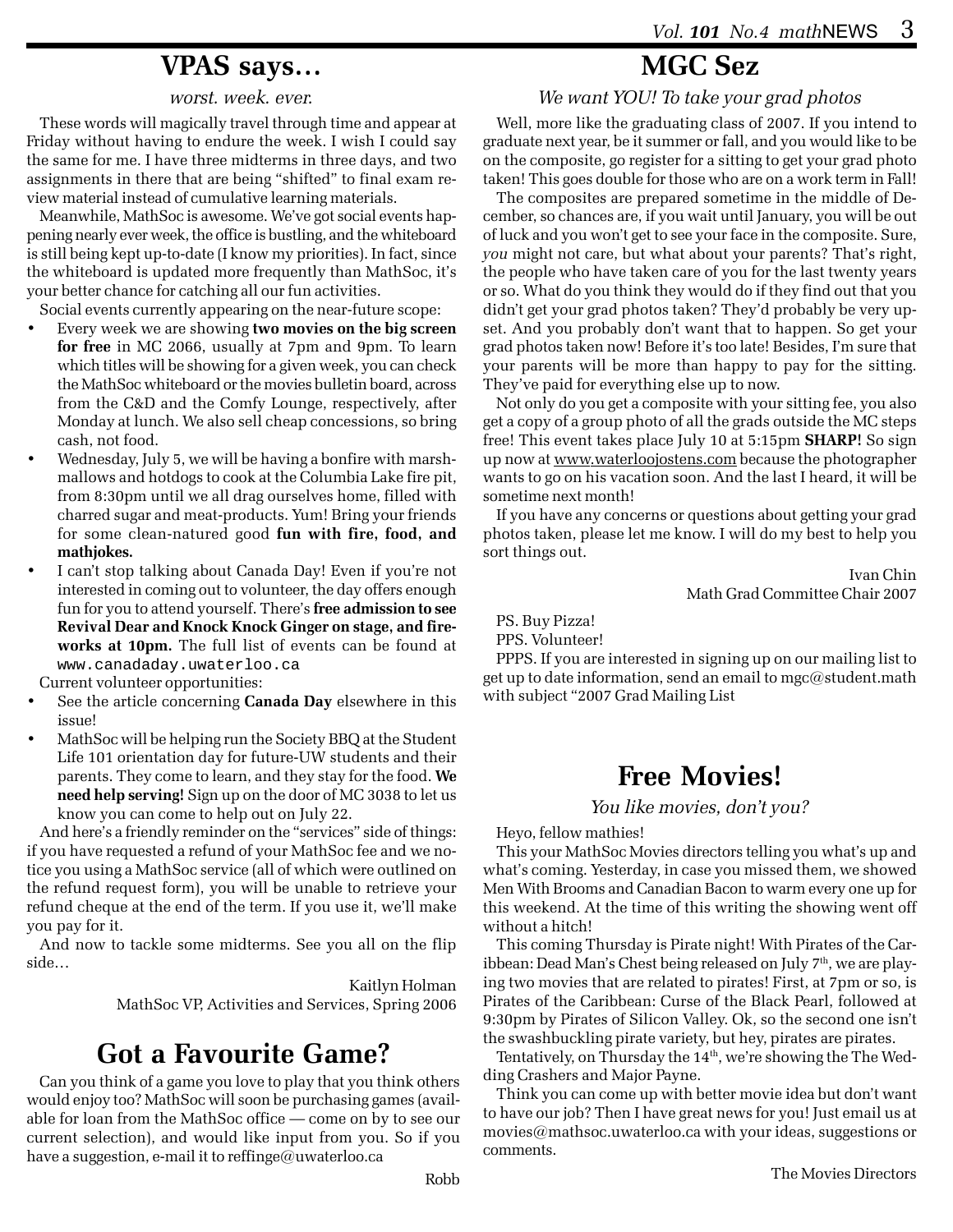## VPAS says…

*worst. week. ever.*

These words will magically travel through time and appear at Friday without having to endure the week. I wish I could say the same for me. I have three midterms in three days, and two assignments in there that are being "shifted" to final exam review material instead of cumulative learning materials.

Meanwhile, MathSoc is awesome. We've got social events happening nearly ever week, the office is bustling, and the whiteboard is still being kept up-to-date (I know my priorities). In fact, since the whiteboard is updated more frequently than MathSoc, it's your better chance for catching all our fun activities.

Social events currently appearing on the near-future scope:

- Every week we are showing **two movies on the big screen for free** in MC 2066, usually at 7pm and 9pm. To learn which titles will be showing for a given week, you can check the MathSoc whiteboard or the movies bulletin board, across from the C&D and the Comfy Lounge, respectively, after Monday at lunch. We also sell cheap concessions, so bring cash, not food.
- Wednesday, July 5, we will be having a bonfire with marshmallows and hotdogs to cook at the Columbia Lake fire pit, from 8:30pm until we all drag ourselves home, filled with charred sugar and meat-products. Yum! Bring your friends for some clean-natured good **fun with fire, food, and mathjokes.**
- I can't stop talking about Canada Day! Even if you're not interested in coming out to volunteer, the day offers enough fun for you to attend yourself. There's **free admission to see Revival Dear and Knock Knock Ginger on stage, and fireworks at 10pm.** The full list of events can be found at `www.canadaday.uwaterloo.ca`

Current volunteer opportunities:

- See the article concerning **Canada Day** elsewhere in this issue!
- MathSoc will be helping run the Society BBQ at the Student Life 101 orientation day for future-UW students and their parents. They come to learn, and they stay for the food. **We need help serving!** Sign up on the door of MC 3038 to let us know you can come to help out on July 22.

And here's a friendly reminder on the "services" side of things: if you have requested a refund of your MathSoc fee and we notice you using a MathSoc service (all of which were outlined on the refund request form), you will be unable to retrieve your refund cheque at the end of the term. If you use it, we'll make you pay for it.

And now to tackle some midterms. See you all on the flip side…

Kaitlyn Holman
MathSoc VP, Activities and Services, Spring 2006

## Got a Favourite Game?

Can you think of a game you love to play that you think others would enjoy too? MathSoc will soon be purchasing games (available for loan from the MathSoc office — come on by to see our current selection), and would like input from you. So if you have a suggestion, e-mail it to reffinge@uwaterloo.ca

Robb

## MGC Sez

*We want YOU! To take your grad photos*

Well, more like the graduating class of 2007. If you intend to graduate next year, be it summer or fall, and you would like to be on the composite, go register for a sitting to get your grad photo taken! This goes double for those who are on a work term in Fall!

The composites are prepared sometime in the middle of December, so chances are, if you wait until January, you will be out of luck and you won't get to see your face in the composite. Sure, *you* might not care, but what about your parents? That's right, the people who have taken care of you for the last twenty years or so. What do you think they would do if they find out that you didn't get your grad photos taken? They'd probably be very upset. And you probably don't want that to happen. So get your grad photos taken now! Before it's too late! Besides, I'm sure that your parents will be more than happy to pay for the sitting. They've paid for everything else up to now.

Not only do you get a composite with your sitting fee, you also get a copy of a group photo of all the grads outside the MC steps free! This event takes place July 10 at 5:15pm **SHARP!** So sign up now at www.waterloojostens.com because the photographer wants to go on his vacation soon. And the last I heard, it will be sometime next month!

If you have any concerns or questions about getting your grad photos taken, please let me know. I will do my best to help you sort things out.

Ivan Chin
Math Grad Committee Chair 2007

PS. Buy Pizza!

PPS. Volunteer!

PPPS. If you are interested in signing up on our mailing list to get up to date information, send an email to mgc@student.math with subject "2007 Grad Mailing List

## Free Movies!

*You like movies, don't you?*

Heyo, fellow mathies!

This your MathSoc Movies directors telling you what's up and what's coming. Yesterday, in case you missed them, we showed Men With Brooms and Canadian Bacon to warm every one up for this weekend. At the time of this writing the showing went off without a hitch!

This coming Thursday is Pirate night! With Pirates of the Caribbean: Dead Man's Chest being released on July 7th, we are playing two movies that are related to pirates! First, at 7pm or so, is Pirates of the Caribbean: Curse of the Black Pearl, followed at 9:30pm by Pirates of Silicon Valley. Ok, so the second one isn't the swashbuckling pirate variety, but hey, pirates are pirates.

Tentatively, on Thursday the 14th, we're showing the The Wedding Crashers and Major Payne.

Think you can come up with better movie idea but don't want to have our job? Then I have great news for you! Just email us at movies@mathsoc.uwaterloo.ca with your ideas, suggestions or comments.

The Movies Directors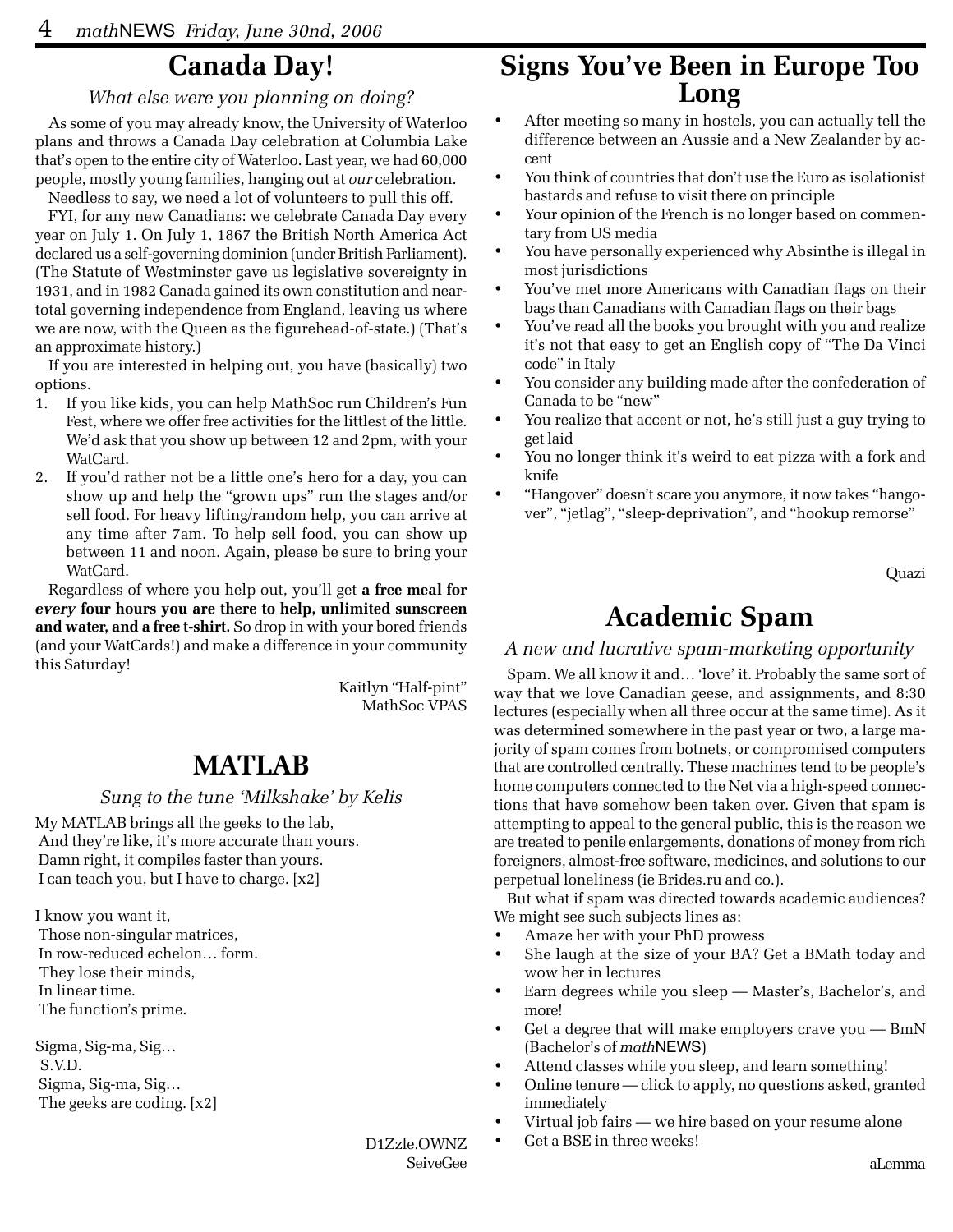## Canada Day!

*What else were you planning on doing?*

As some of you may already know, the University of Waterloo plans and throws a Canada Day celebration at Columbia Lake that's open to the entire city of Waterloo. Last year, we had 60,000 people, mostly young families, hanging out at *our* celebration.

Needless to say, we need a lot of volunteers to pull this off.

FYI, for any new Canadians: we celebrate Canada Day every year on July 1. On July 1, 1867 the British North America Act declared us a self-governing dominion (under British Parliament). (The Statute of Westminster gave us legislative sovereignty in 1931, and in 1982 Canada gained its own constitution and near-total governing independence from England, leaving us where we are now, with the Queen as the figurehead-of-state.) (That's an approximate history.)

If you are interested in helping out, you have (basically) two options.

1. If you like kids, you can help MathSoc run Children's Fun Fest, where we offer free activities for the littlest of the little. We'd ask that you show up between 12 and 2pm, with your WatCard.
2. If you'd rather not be a little one's hero for a day, you can show up and help the "grown ups" run the stages and/or sell food. For heavy lifting/random help, you can arrive at any time after 7am. To help sell food, you can show up between 11 and noon. Again, please be sure to bring your WatCard.

Regardless of where you help out, you'll get **a free meal for *every* four hours you are there to help, unlimited sunscreen and water, and a free t-shirt.** So drop in with your bored friends (and your WatCards!) and make a difference in your community this Saturday!

Kaitlyn "Half-pint"
MathSoc VPAS

## MATLAB

*Sung to the tune 'Milkshake' by Kelis*

My MATLAB brings all the geeks to the lab,
And they're like, it's more accurate than yours.
Damn right, it compiles faster than yours.
I can teach you, but I have to charge. [x2]

I know you want it,
Those non-singular matrices,
In row-reduced echelon… form.
They lose their minds,
In linear time.
The function's prime.

Sigma, Sig-ma, Sig…
S.V.D.
Sigma, Sig-ma, Sig…
The geeks are coding. [x2]

D1Zzle.OWNZ
SeiveGee

## Signs You've Been in Europe Too Long

- After meeting so many in hostels, you can actually tell the difference between an Aussie and a New Zealander by accent
- You think of countries that don't use the Euro as isolationist bastards and refuse to visit there on principle
- Your opinion of the French is no longer based on commentary from US media
- You have personally experienced why Absinthe is illegal in most jurisdictions
- You've met more Americans with Canadian flags on their bags than Canadians with Canadian flags on their bags
- You've read all the books you brought with you and realize it's not that easy to get an English copy of "The Da Vinci code" in Italy
- You consider any building made after the confederation of Canada to be "new"
- You realize that accent or not, he's still just a guy trying to get laid
- You no longer think it's weird to eat pizza with a fork and knife
- "Hangover" doesn't scare you anymore, it now takes "hangover", "jetlag", "sleep-deprivation", and "hookup remorse"

Quazi

## Academic Spam

*A new and lucrative spam-marketing opportunity*

Spam. We all know it and… 'love' it. Probably the same sort of way that we love Canadian geese, and assignments, and 8:30 lectures (especially when all three occur at the same time). As it was determined somewhere in the past year or two, a large majority of spam comes from botnets, or compromised computers that are controlled centrally. These machines tend to be people's home computers connected to the Net via a high-speed connections that have somehow been taken over. Given that spam is attempting to appeal to the general public, this is the reason we are treated to penile enlargements, donations of money from rich foreigners, almost-free software, medicines, and solutions to our perpetual loneliness (ie Brides.ru and co.).

But what if spam was directed towards academic audiences? We might see such subjects lines as:

- Amaze her with your PhD prowess
- She laugh at the size of your BA? Get a BMath today and wow her in lectures
- Earn degrees while you sleep — Master's, Bachelor's, and more!
- Get a degree that will make employers crave you — BmN (Bachelor's of *math*NEWS)
- Attend classes while you sleep, and learn something!
- Online tenure — click to apply, no questions asked, granted immediately
- Virtual job fairs — we hire based on your resume alone
- Get a BSE in three weeks!

aLemma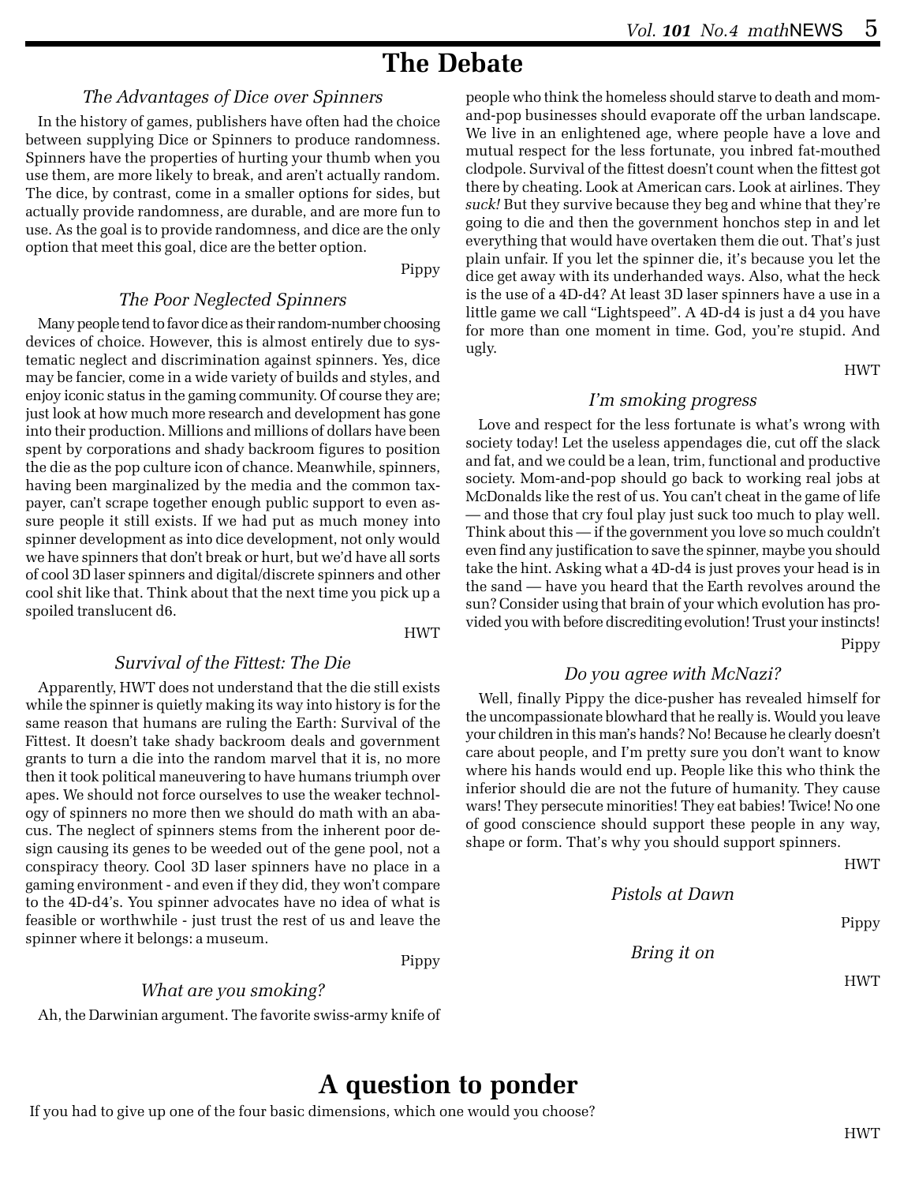# The Debate

### *The Advantages of Dice over Spinners*

In the history of games, publishers have often had the choice between supplying Dice or Spinners to produce randomness. Spinners have the properties of hurting your thumb when you use them, are more likely to break, and aren't actually random. The dice, by contrast, come in a smaller options for sides, but actually provide randomness, are durable, and are more fun to use. As the goal is to provide randomness, and dice are the only option that meet this goal, dice are the better option.

Pippy

### *The Poor Neglected Spinners*

Many people tend to favor dice as their random-number choosing devices of choice. However, this is almost entirely due to systematic neglect and discrimination against spinners. Yes, dice may be fancier, come in a wide variety of builds and styles, and enjoy iconic status in the gaming community. Of course they are; just look at how much more research and development has gone into their production. Millions and millions of dollars have been spent by corporations and shady backroom figures to position the die as the pop culture icon of chance. Meanwhile, spinners, having been marginalized by the media and the common taxpayer, can't scrape together enough public support to even assure people it still exists. If we had put as much money into spinner development as into dice development, not only would we have spinners that don't break or hurt, but we'd have all sorts of cool 3D laser spinners and digital/discrete spinners and other cool shit like that. Think about that the next time you pick up a spoiled translucent d6.

HWT

### *Survival of the Fittest: The Die*

Apparently, HWT does not understand that the die still exists while the spinner is quietly making its way into history is for the same reason that humans are ruling the Earth: Survival of the Fittest. It doesn't take shady backroom deals and government grants to turn a die into the random marvel that it is, no more then it took political maneuvering to have humans triumph over apes. We should not force ourselves to use the weaker technology of spinners no more then we should do math with an abacus. The neglect of spinners stems from the inherent poor design causing its genes to be weeded out of the gene pool, not a conspiracy theory. Cool 3D laser spinners have no place in a gaming environment - and even if they did, they won't compare to the 4D-d4's. You spinner advocates have no idea of what is feasible or worthwhile - just trust the rest of us and leave the spinner where it belongs: a museum.

Pippy

### *What are you smoking?*

Ah, the Darwinian argument. The favorite swiss-army knife of people who think the homeless should starve to death and mom-and-pop businesses should evaporate off the urban landscape. We live in an enlightened age, where people have a love and mutual respect for the less fortunate, you inbred fat-mouthed clodpole. Survival of the fittest doesn't count when the fittest got there by cheating. Look at American cars. Look at airlines. They *suck!* But they survive because they beg and whine that they're going to die and then the government honchos step in and let everything that would have overtaken them die out. That's just plain unfair. If you let the spinner die, it's because you let the dice get away with its underhanded ways. Also, what the heck is the use of a 4D-d4? At least 3D laser spinners have a use in a little game we call "Lightspeed". A 4D-d4 is just a d4 you have for more than one moment in time. God, you're stupid. And ugly.

HWT

### *I'm smoking progress*

Love and respect for the less fortunate is what's wrong with society today! Let the useless appendages die, cut off the slack and fat, and we could be a lean, trim, functional and productive society. Mom-and-pop should go back to working real jobs at McDonalds like the rest of us. You can't cheat in the game of life — and those that cry foul play just suck too much to play well. Think about this — if the government you love so much couldn't even find any justification to save the spinner, maybe you should take the hint. Asking what a 4D-d4 is just proves your head is in the sand — have you heard that the Earth revolves around the sun? Consider using that brain of your which evolution has provided you with before discrediting evolution! Trust your instincts!

Pippy

### *Do you agree with McNazi?*

Well, finally Pippy the dice-pusher has revealed himself for the uncompassionate blowhard that he really is. Would you leave your children in this man's hands? No! Because he clearly doesn't care about people, and I'm pretty sure you don't want to know where his hands would end up. People like this who think the inferior should die are not the future of humanity. They cause wars! They persecute minorities! They eat babies! Twice! No one of good conscience should support these people in any way, shape or form. That's why you should support spinners.

HWT

*Pistols at Dawn*

Pippy

*Bring it on*

HWT

# A question to ponder

If you had to give up one of the four basic dimensions, which one would you choose?

HWT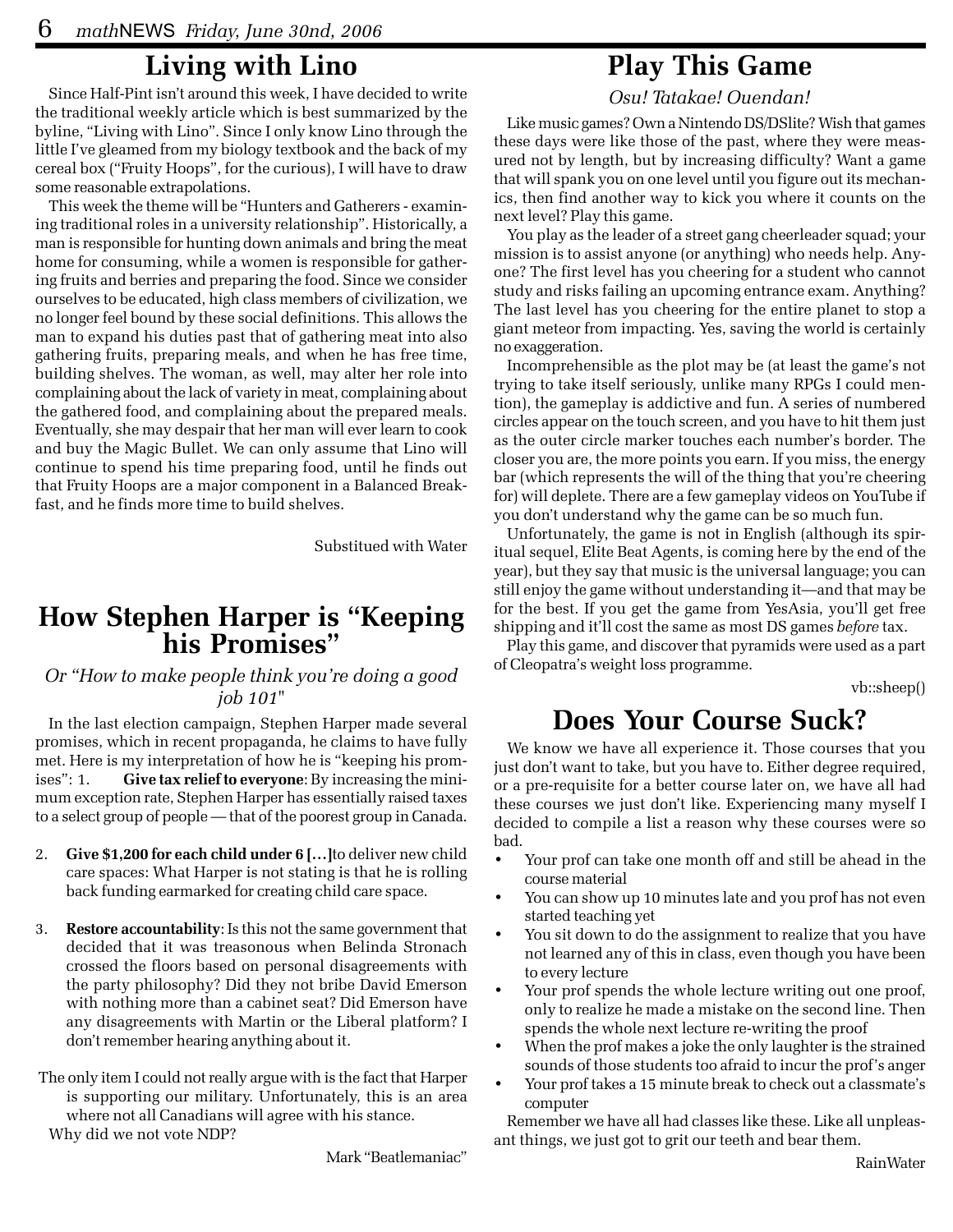## Living with Lino

Since Half-Pint isn't around this week, I have decided to write the traditional weekly article which is best summarized by the byline, "Living with Lino". Since I only know Lino through the little I've gleamed from my biology textbook and the back of my cereal box ("Fruity Hoops", for the curious), I will have to draw some reasonable extrapolations.

This week the theme will be "Hunters and Gatherers - examining traditional roles in a university relationship". Historically, a man is responsible for hunting down animals and bring the meat home for consuming, while a women is responsible for gathering fruits and berries and preparing the food. Since we consider ourselves to be educated, high class members of civilization, we no longer feel bound by these social definitions. This allows the man to expand his duties past that of gathering meat into also gathering fruits, preparing meals, and when he has free time, building shelves. The woman, as well, may alter her role into complaining about the lack of variety in meat, complaining about the gathered food, and complaining about the prepared meals. Eventually, she may despair that her man will ever learn to cook and buy the Magic Bullet. We can only assume that Lino will continue to spend his time preparing food, until he finds out that Fruity Hoops are a major component in a Balanced Breakfast, and he finds more time to build shelves.

Substitued with Water

## How Stephen Harper is "Keeping his Promises"

*Or "How to make people think you're doing a good job 101"*

In the last election campaign, Stephen Harper made several promises, which in recent propaganda, he claims to have fully met. Here is my interpretation of how he is "keeping his promises":

1. **Give tax relief to everyone**: By increasing the minimum exception rate, Stephen Harper has essentially raised taxes to a select group of people — that of the poorest group in Canada.

2. **Give $1,200 for each child under 6 […]** to deliver new child care spaces: What Harper is not stating is that he is rolling back funding earmarked for creating child care space.

3. **Restore accountability**: Is this not the same government that decided that it was treasonous when Belinda Stronach crossed the floors based on personal disagreements with the party philosophy? Did they not bribe David Emerson with nothing more than a cabinet seat? Did Emerson have any disagreements with Martin or the Liberal platform? I don't remember hearing anything about it.

The only item I could not really argue with is the fact that Harper is supporting our military. Unfortunately, this is an area where not all Canadians will agree with his stance.

Why did we not vote NDP?

Mark "Beatlemaniac"

## Play This Game

*Osu! Tatakae! Ouendan!*

Like music games? Own a Nintendo DS/DSlite? Wish that games these days were like those of the past, where they were measured not by length, but by increasing difficulty? Want a game that will spank you on one level until you figure out its mechanics, then find another way to kick you where it counts on the next level? Play this game.

You play as the leader of a street gang cheerleader squad; your mission is to assist anyone (or anything) who needs help. Anyone? The first level has you cheering for a student who cannot study and risks failing an upcoming entrance exam. Anything? The last level has you cheering for the entire planet to stop a giant meteor from impacting. Yes, saving the world is certainly no exaggeration.

Incomprehensible as the plot may be (at least the game's not trying to take itself seriously, unlike many RPGs I could mention), the gameplay is addictive and fun. A series of numbered circles appear on the touch screen, and you have to hit them just as the outer circle marker touches each number's border. The closer you are, the more points you earn. If you miss, the energy bar (which represents the will of the thing that you're cheering for) will deplete. There are a few gameplay videos on YouTube if you don't understand why the game can be so much fun.

Unfortunately, the game is not in English (although its spiritual sequel, Elite Beat Agents, is coming here by the end of the year), but they say that music is the universal language; you can still enjoy the game without understanding it—and that may be for the best. If you get the game from YesAsia, you'll get free shipping and it'll cost the same as most DS games *before* tax.

Play this game, and discover that pyramids were used as a part of Cleopatra's weight loss programme.

vb::sheep()

## Does Your Course Suck?

We know we have all experience it. Those courses that you just don't want to take, but you have to. Either degree required, or a pre-requisite for a better course later on, we have all had these courses we just don't like. Experiencing many myself I decided to compile a list a reason why these courses were so bad.

- Your prof can take one month off and still be ahead in the course material
- You can show up 10 minutes late and you prof has not even started teaching yet
- You sit down to do the assignment to realize that you have not learned any of this in class, even though you have been to every lecture
- Your prof spends the whole lecture writing out one proof, only to realize he made a mistake on the second line. Then spends the whole next lecture re-writing the proof
- When the prof makes a joke the only laughter is the strained sounds of those students too afraid to incur the prof's anger
- Your prof takes a 15 minute break to check out a classmate's computer

Remember we have all had classes like these. Like all unpleasant things, we just got to grit our teeth and bear them.

RainWater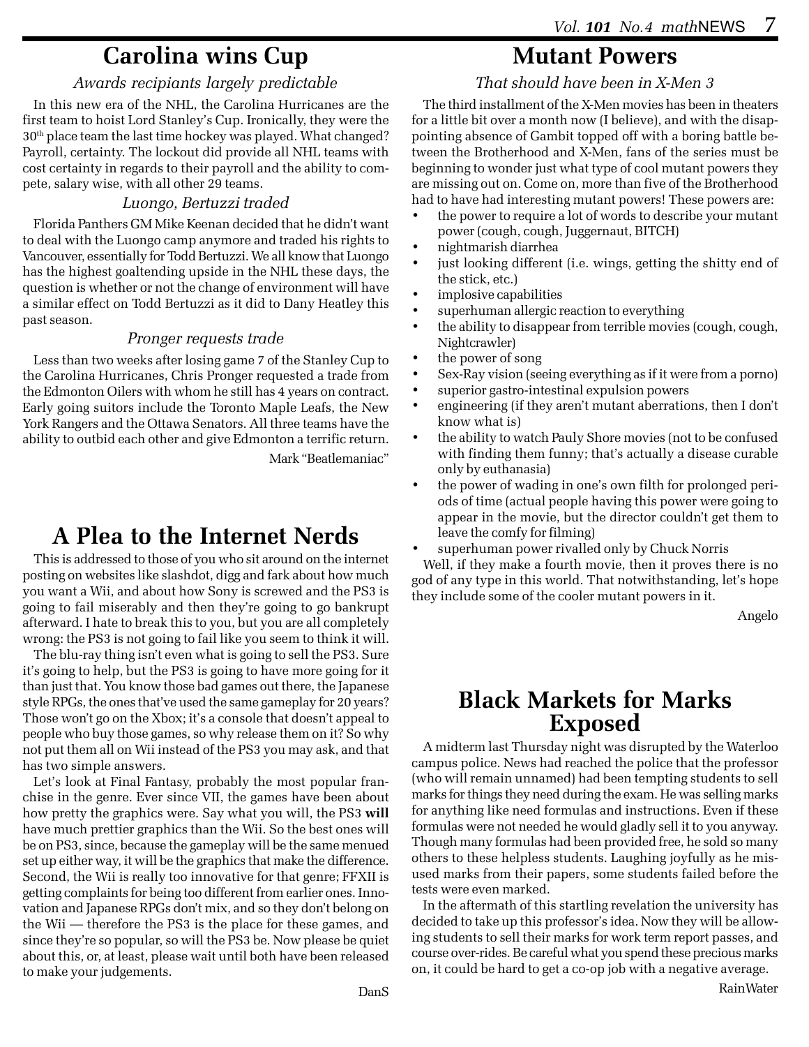# Carolina wins Cup

*Awards recipiants largely predictable*

In this new era of the NHL, the Carolina Hurricanes are the first team to hoist Lord Stanley's Cup. Ironically, they were the 30th place team the last time hockey was played. What changed? Payroll, certainty. The lockout did provide all NHL teams with cost certainty in regards to their payroll and the ability to compete, salary wise, with all other 29 teams.

### *Luongo, Bertuzzi traded*

Florida Panthers GM Mike Keenan decided that he didn't want to deal with the Luongo camp anymore and traded his rights to Vancouver, essentially for Todd Bertuzzi. We all know that Luongo has the highest goaltending upside in the NHL these days, the question is whether or not the change of environment will have a similar effect on Todd Bertuzzi as it did to Dany Heatley this past season.

### *Pronger requests trade*

Less than two weeks after losing game 7 of the Stanley Cup to the Carolina Hurricanes, Chris Pronger requested a trade from the Edmonton Oilers with whom he still has 4 years on contract. Early going suitors include the Toronto Maple Leafs, the New York Rangers and the Ottawa Senators. All three teams have the ability to outbid each other and give Edmonton a terrific return.

Mark "Beatlemaniac"

# A Plea to the Internet Nerds

This is addressed to those of you who sit around on the internet posting on websites like slashdot, digg and fark about how much you want a Wii, and about how Sony is screwed and the PS3 is going to fail miserably and then they're going to go bankrupt afterward. I hate to break this to you, but you are all completely wrong: the PS3 is not going to fail like you seem to think it will.

The blu-ray thing isn't even what is going to sell the PS3. Sure it's going to help, but the PS3 is going to have more going for it than just that. You know those bad games out there, the Japanese style RPGs, the ones that've used the same gameplay for 20 years? Those won't go on the Xbox; it's a console that doesn't appeal to people who buy those games, so why release them on it? So why not put them all on Wii instead of the PS3 you may ask, and that has two simple answers.

Let's look at Final Fantasy, probably the most popular franchise in the genre. Ever since VII, the games have been about how pretty the graphics were. Say what you will, the PS3 **will** have much prettier graphics than the Wii. So the best ones will be on PS3, since, because the gameplay will be the same menued set up either way, it will be the graphics that make the difference. Second, the Wii is really too innovative for that genre; FFXII is getting complaints for being too different from earlier ones. Innovation and Japanese RPGs don't mix, and so they don't belong on the Wii — therefore the PS3 is the place for these games, and since they're so popular, so will the PS3 be. Now please be quiet about this, or, at least, please wait until both have been released to make your judgements.

DanS

# Mutant Powers

*That should have been in X-Men 3*

The third installment of the X-Men movies has been in theaters for a little bit over a month now (I believe), and with the disappointing absence of Gambit topped off with a boring battle between the Brotherhood and X-Men, fans of the series must be beginning to wonder just what type of cool mutant powers they are missing out on. Come on, more than five of the Brotherhood had to have had interesting mutant powers! These powers are:

- the power to require a lot of words to describe your mutant power (cough, cough, Juggernaut, BITCH)
- nightmarish diarrhea
- just looking different (i.e. wings, getting the shitty end of the stick, etc.)
- implosive capabilities
- superhuman allergic reaction to everything
- the ability to disappear from terrible movies (cough, cough, Nightcrawler)
- the power of song
- Sex-Ray vision (seeing everything as if it were from a porno)
- superior gastro-intestinal expulsion powers
- engineering (if they aren't mutant aberrations, then I don't know what is)
- the ability to watch Pauly Shore movies (not to be confused with finding them funny; that's actually a disease curable only by euthanasia)
- the power of wading in one's own filth for prolonged periods of time (actual people having this power were going to appear in the movie, but the director couldn't get them to leave the comfy for filming)
- superhuman power rivalled only by Chuck Norris

Well, if they make a fourth movie, then it proves there is no god of any type in this world. That notwithstanding, let's hope they include some of the cooler mutant powers in it.

Angelo

# Black Markets for Marks Exposed

A midterm last Thursday night was disrupted by the Waterloo campus police. News had reached the police that the professor (who will remain unnamed) had been tempting students to sell marks for things they need during the exam. He was selling marks for anything like need formulas and instructions. Even if these formulas were not needed he would gladly sell it to you anyway. Though many formulas had been provided free, he sold so many others to these helpless students. Laughing joyfully as he misused marks from their papers, some students failed before the tests were even marked.

In the aftermath of this startling revelation the university has decided to take up this professor's idea. Now they will be allowing students to sell their marks for work term report passes, and course over-rides. Be careful what you spend these precious marks on, it could be hard to get a co-op job with a negative average.

RainWater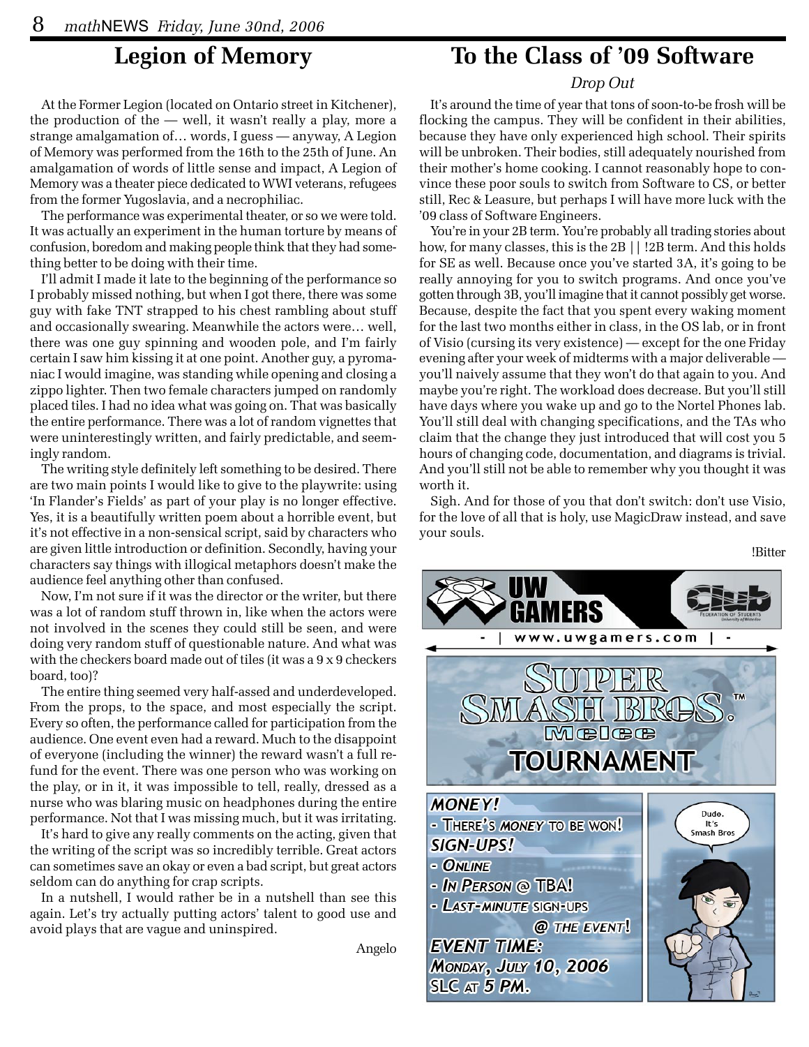# Legion of Memory

At the Former Legion (located on Ontario street in Kitchener), the production of the — well, it wasn't really a play, more a strange amalgamation of… words, I guess — anyway, A Legion of Memory was performed from the 16th to the 25th of June. An amalgamation of words of little sense and impact, A Legion of Memory was a theater piece dedicated to WWI veterans, refugees from the former Yugoslavia, and a necrophiliac.

The performance was experimental theater, or so we were told. It was actually an experiment in the human torture by means of confusion, boredom and making people think that they had something better to be doing with their time.

I'll admit I made it late to the beginning of the performance so I probably missed nothing, but when I got there, there was some guy with fake TNT strapped to his chest rambling about stuff and occasionally swearing. Meanwhile the actors were… well, there was one guy spinning and wooden pole, and I'm fairly certain I saw him kissing it at one point. Another guy, a pyromaniac I would imagine, was standing while opening and closing a zippo lighter. Then two female characters jumped on randomly placed tiles. I had no idea what was going on. That was basically the entire performance. There was a lot of random vignettes that were uninterestingly written, and fairly predictable, and seemingly random.

The writing style definitely left something to be desired. There are two main points I would like to give to the playwrite: using 'In Flander's Fields' as part of your play is no longer effective. Yes, it is a beautifully written poem about a horrible event, but it's not effective in a non-sensical script, said by characters who are given little introduction or definition. Secondly, having your characters say things with illogical metaphors doesn't make the audience feel anything other than confused.

Now, I'm not sure if it was the director or the writer, but there was a lot of random stuff thrown in, like when the actors were not involved in the scenes they could still be seen, and were doing very random stuff of questionable nature. And what was with the checkers board made out of tiles (it was a 9 x 9 checkers board, too)?

The entire thing seemed very half-assed and underdeveloped. From the props, to the space, and most especially the script. Every so often, the performance called for participation from the audience. One event even had a reward. Much to the disappoint of everyone (including the winner) the reward wasn't a full refund for the event. There was one person who was working on the play, or in it, it was impossible to tell, really, dressed as a nurse who was blaring music on headphones during the entire performance. Not that I was missing much, but it was irritating.

It's hard to give any really comments on the acting, given that the writing of the script was so incredibly terrible. Great actors can sometimes save an okay or even a bad script, but great actors seldom can do anything for crap scripts.

In a nutshell, I would rather be in a nutshell than see this again. Let's try actually putting actors' talent to good use and avoid plays that are vague and uninspired.

Angelo

# To the Class of '09 Software

*Drop Out*

It's around the time of year that tons of soon-to-be frosh will be flocking the campus. They will be confident in their abilities, because they have only experienced high school. Their spirits will be unbroken. Their bodies, still adequately nourished from their mother's home cooking. I cannot reasonably hope to convince these poor souls to switch from Software to CS, or better still, Rec & Leasure, but perhaps I will have more luck with the '09 class of Software Engineers.

You're in your 2B term. You're probably all trading stories about how, for many classes, this is the 2B || !2B term. And this holds for SE as well. Because once you've started 3A, it's going to be really annoying for you to switch programs. And once you've gotten through 3B, you'll imagine that it cannot possibly get worse. Because, despite the fact that you spent every waking moment for the last two months either in class, in the OS lab, or in front of Visio (cursing its very existence) — except for the one Friday evening after your week of midterms with a major deliverable — you'll naively assume that they won't do that again to you. And maybe you're right. The workload does decrease. But you'll still have days where you wake up and go to the Nortel Phones lab. You'll still deal with changing specifications, and the TAs who claim that the change they just introduced that will cost you 5 hours of changing code, documentation, and diagrams is trivial. And you'll still not be able to remember why you thought it was worth it.

Sigh. And for those of you that don't switch: don't use Visio, for the love of all that is holy, use MagicDraw instead, and save your souls.

!Bitter

UW GAMERS | Club — Federation of Students, University of Waterloo

www.uwgamers.com

**SUPER SMASH BROS.™ Melee TOURNAMENT**

**MONEY!**
- There's *money* to be won!

**SIGN-UPS!**
- Online
- In Person @ TBA!
- Last-minute sign-ups @ the event!

**EVENT TIME:**
Monday, July 10, 2006
SLC at 5 PM.

Dude. It's Smash Bros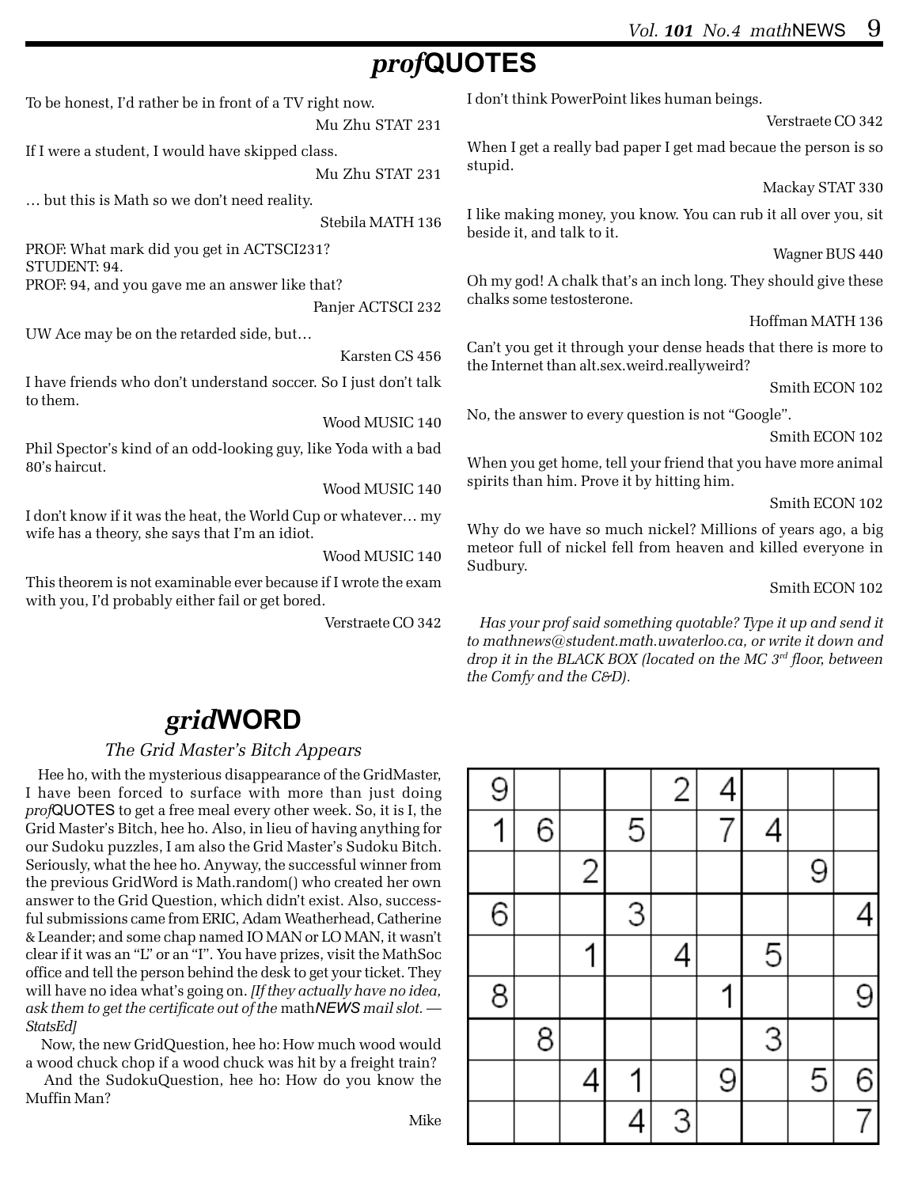# *prof*QUOTES

To be honest, I'd rather be in front of a TV right now.

Mu Zhu STAT 231

If I were a student, I would have skipped class.

Mu Zhu STAT 231

… but this is Math so we don't need reality.

Stebila MATH 136

PROF: What mark did you get in ACTSCI231?
STUDENT: 94.
PROF: 94, and you gave me an answer like that?

Panjer ACTSCI 232

UW Ace may be on the retarded side, but…

Karsten CS 456

I have friends who don't understand soccer. So I just don't talk to them.

Wood MUSIC 140

Phil Spector's kind of an odd-looking guy, like Yoda with a bad 80's haircut.

Wood MUSIC 140

I don't know if it was the heat, the World Cup or whatever… my wife has a theory, she says that I'm an idiot.

Wood MUSIC 140

This theorem is not examinable ever because if I wrote the exam with you, I'd probably either fail or get bored.

Verstraete CO 342

I don't think PowerPoint likes human beings.

Verstraete CO 342

When I get a really bad paper I get mad becaue the person is so stupid.

Mackay STAT 330

I like making money, you know. You can rub it all over you, sit beside it, and talk to it.

Wagner BUS 440

Oh my god! A chalk that's an inch long. They should give these chalks some testosterone.

Hoffman MATH 136

Can't you get it through your dense heads that there is more to the Internet than alt.sex.weird.reallyweird?

Smith ECON 102

No, the answer to every question is not "Google".

Smith ECON 102

When you get home, tell your friend that you have more animal spirits than him. Prove it by hitting him.

Smith ECON 102

Why do we have so much nickel? Millions of years ago, a big meteor full of nickel fell from heaven and killed everyone in Sudbury.

Smith ECON 102

*Has your prof said something quotable? Type it up and send it to mathnews@student.math.uwaterloo.ca, or write it down and drop it in the BLACK BOX (located on the MC 3rd floor, between the Comfy and the C&D).*

# *grid*WORD

### *The Grid Master's Bitch Appears*

Hee ho, with the mysterious disappearance of the GridMaster, I have been forced to surface with more than just doing *prof*QUOTES to get a free meal every other week. So, it is I, the Grid Master's Bitch, hee ho. Also, in lieu of having anything for our Sudoku puzzles, I am also the Grid Master's Sudoku Bitch. Seriously, what the hee ho. Anyway, the successful winner from the previous GridWord is Math.random() who created her own answer to the Grid Question, which didn't exist. Also, successful submissions came from ERIC, Adam Weatherhead, Catherine & Leander; and some chap named IO MAN or LO MAN, it wasn't clear if it was an "L" or an "I". You have prizes, visit the MathSoc office and tell the person behind the desk to get your ticket. They will have no idea what's going on. *[If they actually have no idea, ask them to get the certificate out of the* math*NEWS mail slot. —StatsEd]*

Now, the new GridQuestion, hee ho: How much wood would a wood chuck chop if a wood chuck was hit by a freight train?

And the SudokuQuestion, hee ho: How do you know the Muffin Man?

Mike

| | | | | | | | | |
|---|---|---|---|---|---|---|---|---|
| 9 | | | | 2 | 4 | | | |
| 1 | 6 | | 5 | | 7 | 4 | | |
| | | 2 | | | | | 9 | |
| 6 | | | 3 | | | | | 4 |
| | | 1 | | 4 | | 5 | | |
| 8 | | | | | 1 | | | 9 |
| | 8 | | | | | 3 | | |
| | | 4 | 1 | | 9 | | 5 | 6 |
| | | | 4 | 3 | | | | 7 |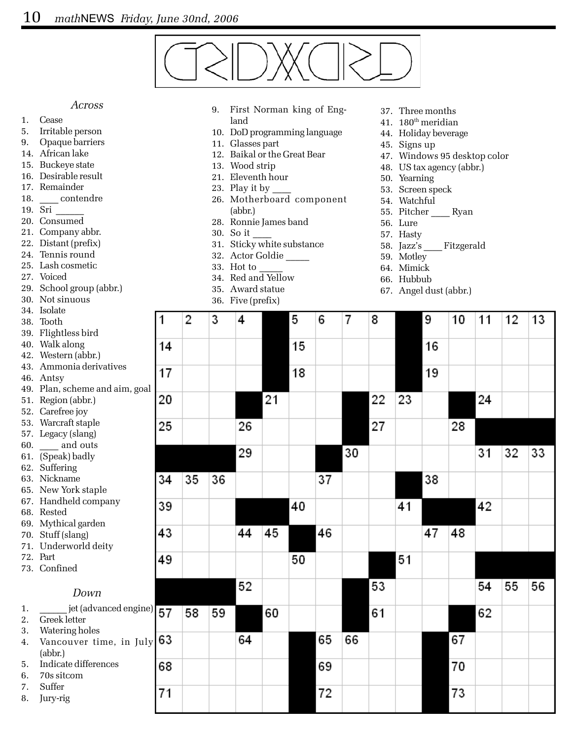# GRIDWORD

## Across

1. Cease
5. Irritable person
9. Opaque barriers
14. African lake
15. Buckeye state
16. Desirable result
17. Remainder
18. ____ contendre
19. Sri ______
20. Consumed
21. Company abbr.
22. Distant (prefix)
24. Tennis round
25. Lash cosmetic
27. Voiced
29. School group (abbr.)
30. Not sinuous
34. Isolate
38. Tooth
39. Flightless bird
40. Walk along
42. Western (abbr.)
43. Ammonia derivatives
46. Antsy
49. Plan, scheme and aim, goal
51. Region (abbr.)
52. Carefree joy
53. Warcraft staple
57. Legacy (slang)
60. ____ and outs
61. (Speak) badly
62. Suffering
63. Nickname
65. New York staple
67. Handheld company
68. Rested
69. Mythical garden
70. Stuff (slang)
71. Underworld deity
72. Part
73. Confined

## Down

1. ______ jet (advanced engine)
2. Greek letter
3. Watering holes
4. Vancouver time, in July (abbr.)
5. Indicate differences
6. 70s sitcom
7. Suffer
8. Jury-rig
9. First Norman king of England
10. DoD programming language
11. Glasses part
12. Baikal or the Great Bear
13. Wood strip
21. Eleventh hour
23. Play it by ____
26. Motherboard component (abbr.)
28. Ronnie James band
30. So it ____
31. Sticky white substance
32. Actor Goldie _____
33. Hot to _____
34. Red and Yellow
35. Award statue
36. Five (prefix)
37. Three months
41. 180th meridian
44. Holiday beverage
45. Signs up
47. Windows 95 desktop color
48. US tax agency (abbr.)
50. Yearning
53. Screen speck
54. Watchful
55. Pitcher ____ Ryan
56. Lure
57. Hasty
58. Jazz's ____ Fitzgerald
59. Motley
64. Mimick
66. Hubbub
67. Angel dust (abbr.)